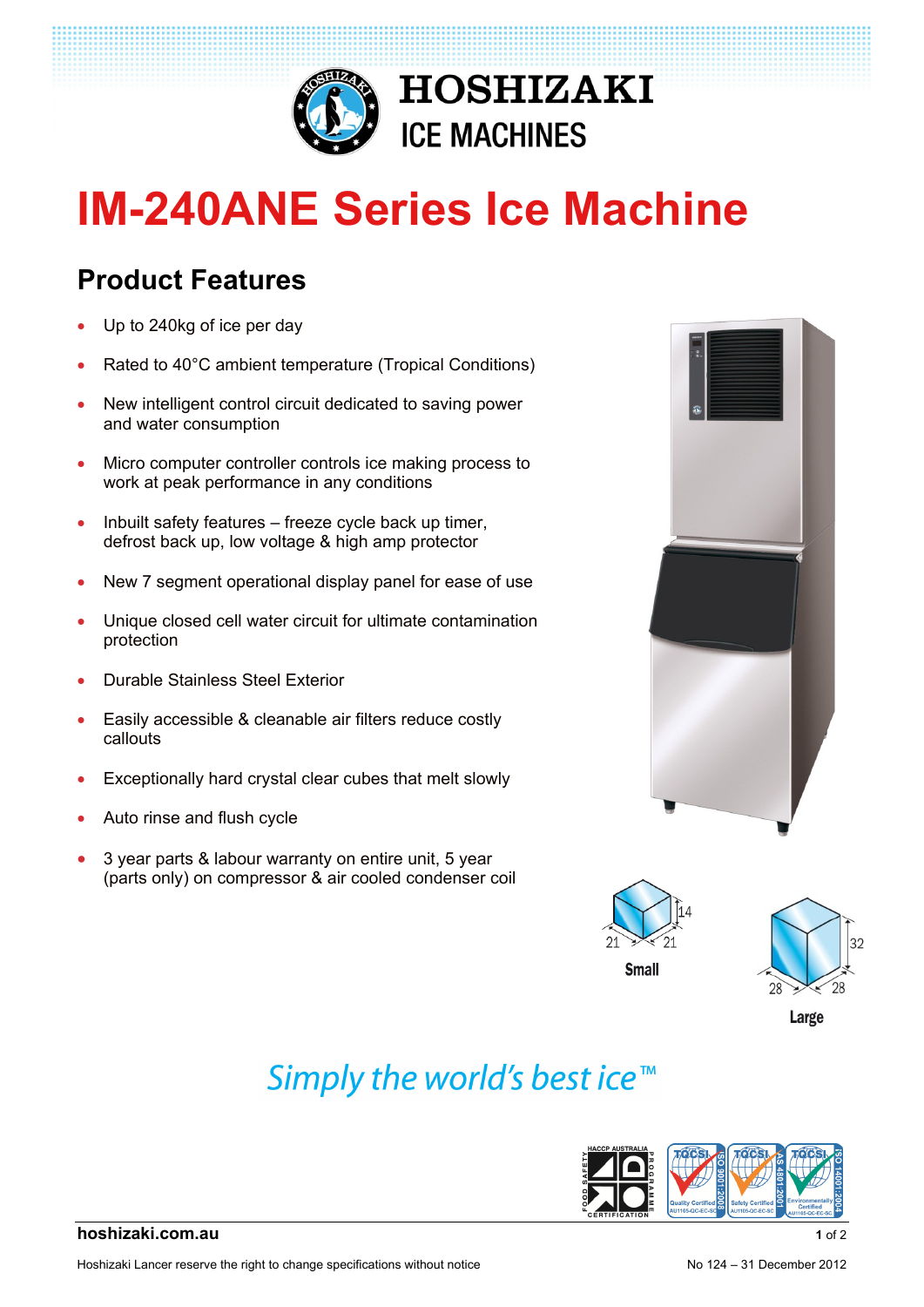HOSHIZAKI
ICE MACHINES

# IM-240ANE Series Ice Machine

## Product Features

- Up to 240kg of ice per day
- Rated to 40°C ambient temperature (Tropical Conditions)
- New intelligent control circuit dedicated to saving power and water consumption
- Micro computer controller controls ice making process to work at peak performance in any conditions
- Inbuilt safety features – freeze cycle back up timer, defrost back up, low voltage & high amp protector
- New 7 segment operational display panel for ease of use
- Unique closed cell water circuit for ultimate contamination protection
- Durable Stainless Steel Exterior
- Easily accessible & cleanable air filters reduce costly callouts
- Exceptionally hard crystal clear cubes that melt slowly
- Auto rinse and flush cycle
- 3 year parts & labour warranty on entire unit, 5 year (parts only) on compressor & air cooled condenser coil

Small: 21 × 21 × 14

Large: 28 × 28 × 32

*Simply the world's best ice™*

**hoshizaki.com.au**

Hoshizaki Lancer reserve the right to change specifications without notice

No 124 – 31 December 2012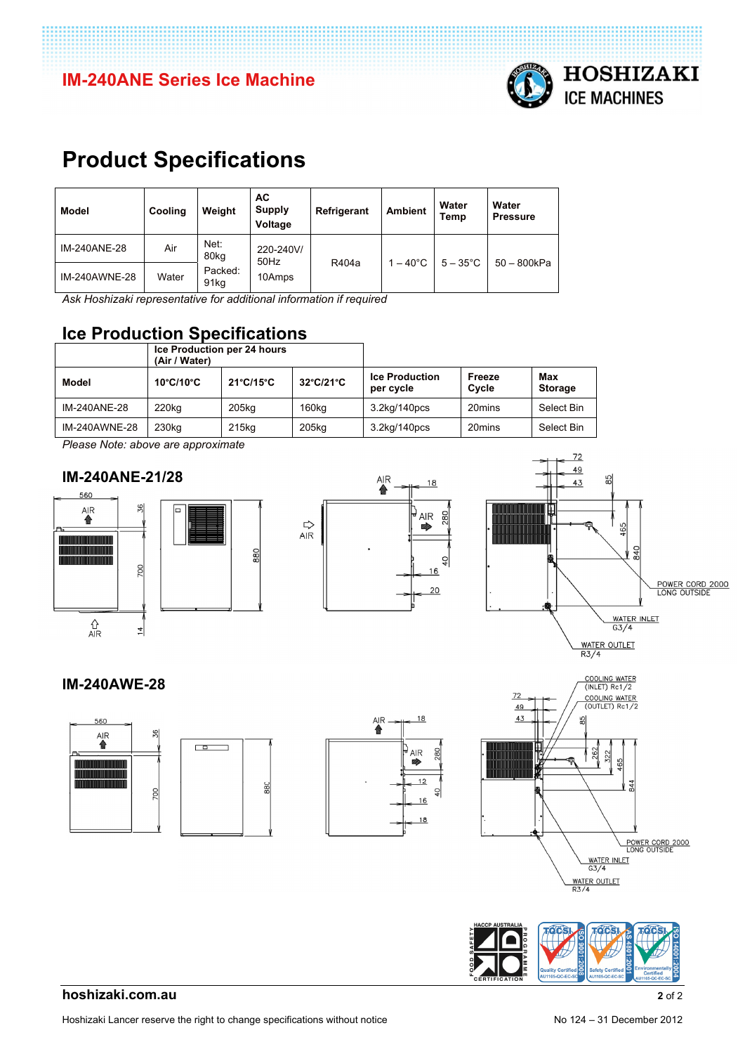## IM-240ANE Series Ice Machine

# Product Specifications

| Model | Cooling | Weight | AC Supply Voltage | Refrigerant | Ambient | Water Temp | Water Pressure |
|---|---|---|---|---|---|---|---|
| IM-240ANE-28 | Air | Net: 80kg | 220-240V/ 50Hz | R404a | 1 – 40°C | 5 – 35°C | 50 – 800kPa |
| IM-240AWNE-28 | Water | Packed: 91kg | 10Amps | | | | |

*Ask Hoshizaki representative for additional information if required*

## Ice Production Specifications

| | Ice Production per 24 hours (Air / Water) | | | | | |
|---|---|---|---|---|---|---|
| **Model** | **10°C/10°C** | **21°C/15°C** | **32°C/21°C** | **Ice Production per cycle** | **Freeze Cycle** | **Max Storage** |
| IM-240ANE-28 | 220kg | 205kg | 160kg | 3.2kg/140pcs | 20mins | Select Bin |
| IM-240AWNE-28 | 230kg | 215kg | 205kg | 3.2kg/140pcs | 20mins | Select Bin |

*Please Note: above are approximate*

### IM-240ANE-21/28

560
AIR
36
700
14
AIR
880
AIR
AIR
AIR
18
280
40
16
20
72
49
43
85
465
840
POWER CORD 2000 LONG OUTSIDE
WATER INLET G3/4
WATER OUTLET R3/4

### IM-240AWE-28

560
AIR
36
700
880
AIR
18
AIR
280
12
40
16
18
COOLING WATER (INLET) Rc1/2
COOLING WATER (OUTLET) Rc1/2
72
49
43
85
262
322
465
844
POWER CORD 2000 LONG OUTSIDE
WATER INLET G3/4
WATER OUTLET R3/4

**hoshizaki.com.au**

Hoshizaki Lancer reserve the right to change specifications without notice

No 124 – 31 December 2012